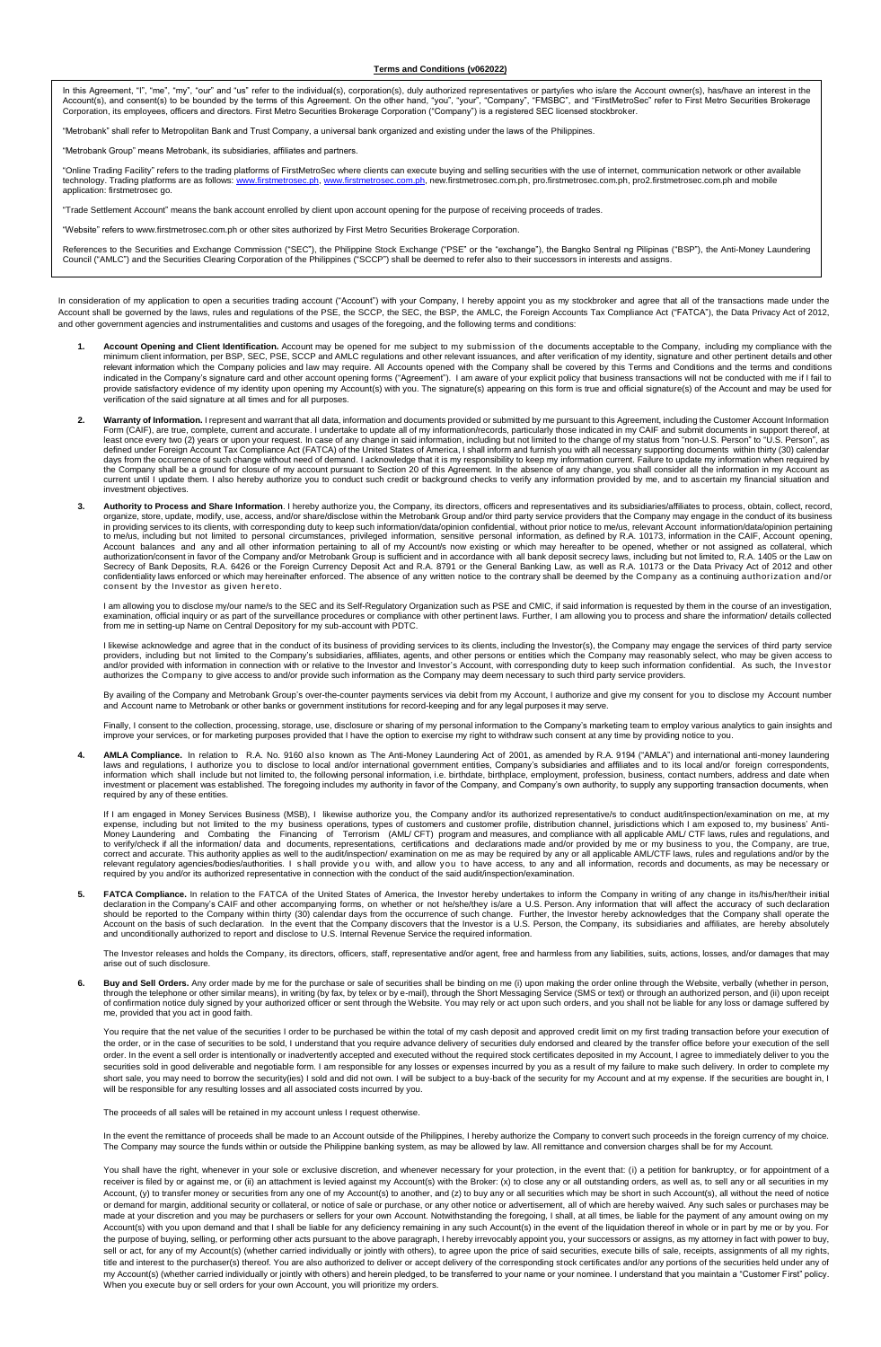**Terms and Conditions (v062022)**

In this Agreement, "I", "me", "my", "our" and "us" refer to the individual(s), corporation(s), duly authorized representatives or party/ies who is/are the Account owner(s), has/have an interest in the Account(s), and consent(s) to be bounded by the terms of this Agreement. On the other hand, "you", "your", "Company", "FMSBC", and "FirstMetroSec" refer to First Metro Securities Brokerage Corporation, its employees, officers and directors. First Metro Securities Brokerage Corporation ("Company") is a registered SEC licensed stockbroker.

"Metrobank" shall refer to Metropolitan Bank and Trust Company, a universal bank organized and existing under the laws of the Philippines.

"Metrobank Group" means Metrobank, its subsidiaries, affiliates and partners.

"Online Trading Facility" refers to the trading platforms of FirstMetroSec where clients can execute buying and selling securities with the use of internet, communication network or other available technology. Trading platforms are as follows: www.firstmetrosec.ph, www.firstmetrosec.com.ph, new.firstmetrosec.com.ph, pro.firstmetrosec.com.ph, pro2.firstmetrosec.com.ph and mobile application: firstmetrosec go.

"Trade Settlement Account" means the bank account enrolled by client upon account opening for the purpose of receiving proceeds of trades.

"Website" refers to www.firstmetrosec.com.ph or other sites authorized by First Metro Securities Brokerage Corporation.

References to the Securities and Exchange Commission ("SEC"), the Philippine Stock Exchange ("PSE" or the "exchange"), the Bangko Sentral ng Pilipinas ("BSP"), the Anti-Money Laundering Council ("AMLC") and the Securities Clearing Corporation of the Philippines ("SCCP") shall be deemed to refer also to their successors in interests and assigns.

In consideration of my application to open a securities trading account ("Account") with your Company, I hereby appoint you as my stockbroker and agree that all of the transactions made under the Account shall be governed by the laws, rules and regulations of the PSE, the SCCP, the SEC, the BSP, the AMLC, the Foreign Accounts Tax Compliance Act ("FATCA"), the Data Privacy Act of 2012, and other government agencies and instrumentalities and customs and usages of the foregoing, and the following terms and conditions:

1. **Account Opening and Client Identification.** Account may be opened for me subject to my submission of the documents acceptable to the Company, including my compliance with the minimum client information, per BSP, SEC, PSE, SCCP and AMLC regulations and other relevant issuances, and after verification of my identity, signature and other pertinent details and other relevant information which the Company policies and law may require. All Accounts opened with the Company shall be covered by this Terms and Conditions and the terms and conditions indicated in the Company's signature card and other account opening forms ("Agreement"). I am aware of your explicit policy that business transactions will not be conducted with me if I fail to provide satisfactory evidence of my identity upon opening my Account(s) with you. The signature(s) appearing on this form is true and official signature(s) of the Account and may be used for verification of the said signature at all times and for all purposes.

2. **Warranty of Information.** I represent and warrant that all data, information and documents provided or submitted by me pursuant to this Agreement, including the Customer Account Information Form (CAIF), are true, complete, current and accurate. I undertake to update all of my information/records, particularly those indicated in my CAIF and submit documents in support thereof, at least once every two (2) years or upon your request. In case of any change in said information, including but not limited to the change of my status from "non-U.S. Person" to "U.S. Person", as defined under Foreign Account Tax Compliance Act (FATCA) of the United States of America, I shall inform and furnish you with all necessary supporting documents within thirty (30) calendar days from the occurrence of such change without need of demand. I acknowledge that it is my responsibility to keep my information current. Failure to update my information when required by the Company shall be a ground for closure of my account pursuant to Section 20 of this Agreement. In the absence of any change, you shall consider all the information in my Account as current until I update them. I also hereby authorize you to conduct such credit or background checks to verify any information provided by me, and to ascertain my financial situation and investment objectives.

3. **Authority to Process and Share Information**. I hereby authorize you, the Company, its directors, officers and representatives and its subsidiaries/affiliates to process, obtain, collect, record, organize, store, update, modify, use, access, and/or share/disclose within the Metrobank Group and/or third party service providers that the Company may engage in the conduct of its business in providing services to its clients, with corresponding duty to keep such information/data/opinion confidential, without prior notice to me/us, relevant Account information/data/opinion pertaining to me/us, including but not limited to personal circumstances, privileged information, sensitive personal information, as defined by R.A. 10173, information in the CAIF, Account opening, Account balances and any and all other information pertaining to all of my Account/s now existing or which may hereafter to be opened, whether or not assigned as collateral, which authorization/consent in favor of the Company and/or Metrobank Group is sufficient and in accordance with all bank deposit secrecy laws, including but not limited to, R.A. 1405 or the Law on Secrecy of Bank Deposits, R.A. 6426 or the Foreign Currency Deposit Act and R.A. 8791 or the General Banking Law, as well as R.A. 10173 or the Data Privacy Act of 2012 and other confidentiality laws enforced or which may hereinafter enforced. The absence of any written notice to the contrary shall be deemed by the Company as a continuing authorization and/or consent by the Investor as given hereto.

   I am allowing you to disclose my/our name/s to the SEC and its Self-Regulatory Organization such as PSE and CMIC, if said information is requested by them in the course of an investigation, examination, official inquiry or as part of the surveillance procedures or compliance with other pertinent laws. Further, I am allowing you to process and share the information/ details collected from me in setting-up Name on Central Depository for my sub-account with PDTC.

   I likewise acknowledge and agree that in the conduct of its business of providing services to its clients, including the Investor(s), the Company may engage the services of third party service providers, including but not limited to the Company's subsidiaries, affiliates, agents, and other persons or entities which the Company may reasonably select, who may be given access to and/or provided with information in connection with or relative to the Investor and Investor's Account, with corresponding duty to keep such information confidential. As such, the Investor authorizes the Company to give access to and/or provide such information as the Company may deem necessary to such third party service providers.

   By availing of the Company and Metrobank Group's over-the-counter payments services via debit from my Account, I authorize and give my consent for you to disclose my Account number and Account name to Metrobank or other banks or government institutions for record-keeping and for any legal purposes it may serve.

   Finally, I consent to the collection, processing, storage, use, disclosure or sharing of my personal information to the Company's marketing team to employ various analytics to gain insights and improve your services, or for marketing purposes provided that I have the option to exercise my right to withdraw such consent at any time by providing notice to you.

4. **AMLA Compliance.** In relation to R.A. No. 9160 also known as The Anti-Money Laundering Act of 2001, as amended by R.A. 9194 ("AMLA") and international anti-money laundering laws and regulations, I authorize you to disclose to local and/or international government entities, Company's subsidiaries and affiliates and to its local and/or foreign correspondents, information which shall include but not limited to, the following personal information, i.e. birthdate, birthplace, employment, profession, business, contact numbers, address and date when investment or placement was established. The foregoing includes my authority in favor of the Company, and Company's own authority, to supply any supporting transaction documents, when required by any of these entities.

   If I am engaged in Money Services Business (MSB), I likewise authorize you, the Company and/or its authorized representative/s to conduct audit/inspection/examination on me, at my expense, including but not limited to the my business operations, types of customers and customer profile, distribution channel, jurisdictions which I am exposed to, my business' Anti-Money Laundering and Combating the Financing of Terrorism (AML/ CFT) program and measures, and compliance with all applicable AML/ CTF laws, rules and regulations, and to verify/check if all the information/ data and documents, representations, certifications and declarations made and/or provided by me or my business to you, the Company, are true, correct and accurate. This authority applies as well to the audit/inspection/ examination on me as may be required by any or all applicable AML/CTF laws, rules and regulations and/or by the relevant regulatory agencies/bodies/authorities. I shall provide you with, and allow you to have access, to any and all information, records and documents, as may be necessary or required by you and/or its authorized representative in connection with the conduct of the said audit/inspection/examination.

5. **FATCA Compliance.** In relation to the FATCA of the United States of America, the Investor hereby undertakes to inform the Company in writing of any change in its/his/her/their initial declaration in the Company's CAIF and other accompanying forms, on whether or not he/she/they is/are a U.S. Person. Any information that will affect the accuracy of such declaration should be reported to the Company within thirty (30) calendar days from the occurrence of such change. Further, the Investor hereby acknowledges that the Company shall operate the Account on the basis of such declaration. In the event that the Company discovers that the Investor is a U.S. Person, the Company, its subsidiaries and affiliates, are hereby absolutely and unconditionally authorized to report and disclose to U.S. Internal Revenue Service the required information.

   The Investor releases and holds the Company, its directors, officers, staff, representative and/or agent, free and harmless from any liabilities, suits, actions, losses, and/or damages that may arise out of such disclosure.

6. **Buy and Sell Orders.** Any order made by me for the purchase or sale of securities shall be binding on me (i) upon making the order online through the Website, verbally (whether in person, through the telephone or other similar means), in writing (by fax, by telex or by e-mail), through the Short Messaging Service (SMS or text) or through an authorized person, and (ii) upon receipt of confirmation notice duly signed by your authorized officer or sent through the Website. You may rely or act upon such orders, and you shall not be liable for any loss or damage suffered by me, provided that you act in good faith.

   You require that the net value of the securities I order to be purchased be within the total of my cash deposit and approved credit limit on my first trading transaction before your execution of the order, or in the case of securities to be sold, I understand that you require advance delivery of securities duly endorsed and cleared by the transfer office before your execution of the sell order. In the event a sell order is intentionally or inadvertently accepted and executed without the required stock certificates deposited in my Account, I agree to immediately deliver to you the securities sold in good deliverable and negotiable form. I am responsible for any losses or expenses incurred by you as a result of my failure to make such delivery. In order to complete my short sale, you may need to borrow the security(ies) I sold and did not own. I will be subject to a buy-back of the security for my Account and at my expense. If the securities are bought in, I will be responsible for any resulting losses and all associated costs incurred by you.

   The proceeds of all sales will be retained in my account unless I request otherwise.

   In the event the remittance of proceeds shall be made to an Account outside of the Philippines, I hereby authorize the Company to convert such proceeds in the foreign currency of my choice. The Company may source the funds within or outside the Philippine banking system, as may be allowed by law. All remittance and conversion charges shall be for my Account.

   You shall have the right, whenever in your sole or exclusive discretion, and whenever necessary for your protection, in the event that: (i) a petition for bankruptcy, or for appointment of a receiver is filed by or against me, or (ii) an attachment is levied against my Account(s) with the Broker: (x) to close any or all outstanding orders, as well as, to sell any or all securities in my Account, (y) to transfer money or securities from any one of my Account(s) to another, and (z) to buy any or all securities which may be short in such Account(s), all without the need of notice or demand for margin, additional security or collateral, or notice of sale or purchase, or any other notice or advertisement, all of which are hereby waived. Any such sales or purchases may be made at your discretion and you may be purchasers or sellers for your own Account. Notwithstanding the foregoing, I shall, at all times, be liable for the payment of any amount owing on my Account(s) with you upon demand and that I shall be liable for any deficiency remaining in any such Account(s) in the event of the liquidation thereof in whole or in part by me or by you. For the purpose of buying, selling, or performing other acts pursuant to the above paragraph, I hereby irrevocably appoint you, your successors or assigns, as my attorney in fact with power to buy, sell or act, for any of my Account(s) (whether carried individually or jointly with others), to agree upon the price of said securities, execute bills of sale, receipts, assignments of all my rights, title and interest to the purchaser(s) thereof. You are also authorized to deliver or accept delivery of the corresponding stock certificates and/or any portions of the securities held under any of my Account(s) (whether carried individually or jointly with others) and herein pledged, to be transferred to your name or your nominee. I understand that you maintain a "Customer First" policy. When you execute buy or sell orders for your own Account, you will prioritize my orders.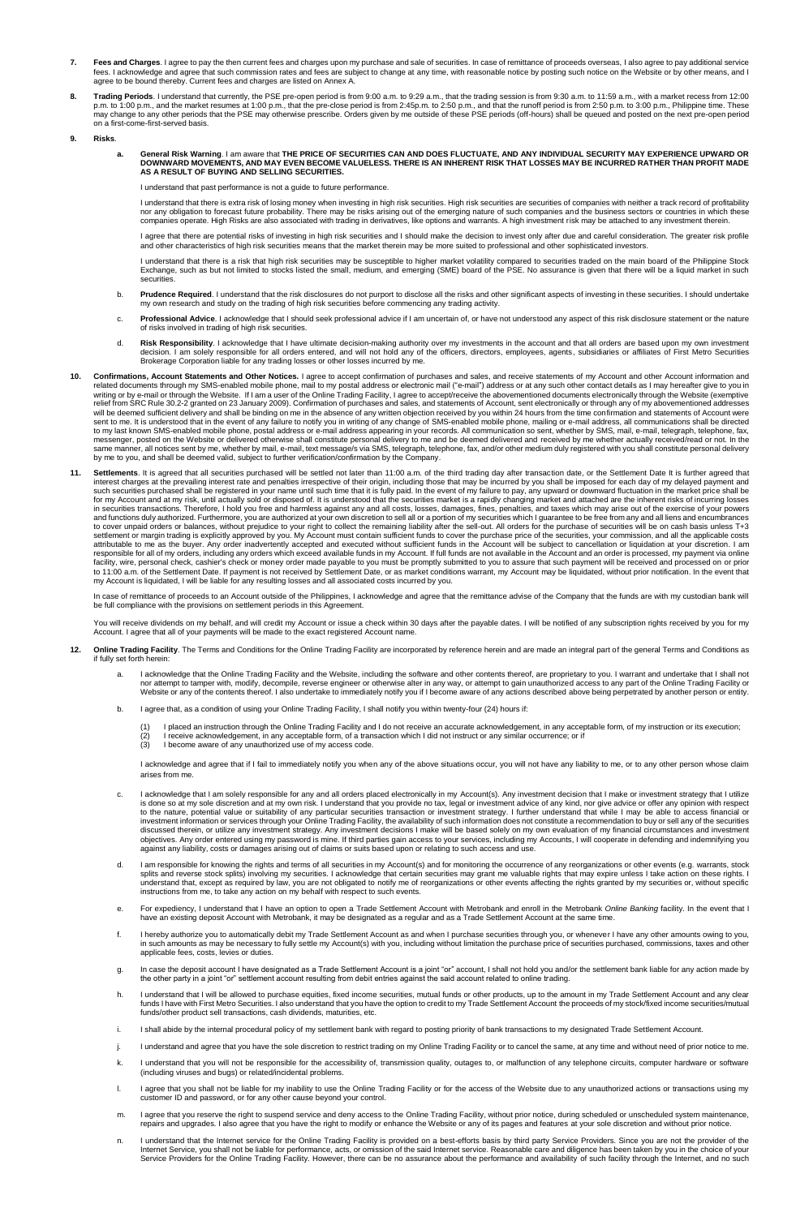7. **Fees and Charges**. I agree to pay the then current fees and charges upon my purchase and sale of securities. In case of remittance of proceeds overseas, I also agree to pay additional service fees. I acknowledge and agree that such commission rates and fees are subject to change at any time, with reasonable notice by posting such notice on the Website or by other means, and I agree to be bound thereby. Current fees and charges are listed on Annex A.

8. **Trading Periods**. I understand that currently, the PSE pre-open period is from 9:00 a.m. to 9:29 a.m., that the trading session is from 9:30 a.m. to 11:59 a.m., with a market recess from 12:00 p.m. to 1:00 p.m., and the market resumes at 1:00 p.m., that the pre-close period is from 2:45p.m. to 2:50 p.m., and that the runoff period is from 2:50 p.m. to 3:00 p.m., Philippine time. These may change to any other periods that the PSE may otherwise prescribe. Orders given by me outside of these PSE periods (off-hours) shall be queued and posted on the next pre-open period on a first-come-first-served basis.

9. **Risks**.

   a. **General Risk Warning**. I am aware that **THE PRICE OF SECURITIES CAN AND DOES FLUCTUATE, AND ANY INDIVIDUAL SECURITY MAY EXPERIENCE UPWARD OR DOWNWARD MOVEMENTS, AND MAY EVEN BECOME VALUELESS. THERE IS AN INHERENT RISK THAT LOSSES MAY BE INCURRED RATHER THAN PROFIT MADE AS A RESULT OF BUYING AND SELLING SECURITIES.**

   I understand that past performance is not a guide to future performance.

   I understand that there is extra risk of losing money when investing in high risk securities. High risk securities are securities of companies with neither a track record of profitability nor any obligation to forecast future probability. There may be risks arising out of the emerging nature of such companies and the business sectors or countries in which these companies operate. High Risks are also associated with trading in derivatives, like options and warrants. A high investment risk may be attached to any investment therein.

   I agree that there are potential risks of investing in high risk securities and I should make the decision to invest only after due and careful consideration. The greater risk profile and other characteristics of high risk securities means that the market therein may be more suited to professional and other sophisticated investors.

   I understand that there is a risk that high risk securities may be susceptible to higher market volatility compared to securities traded on the main board of the Philippine Stock Exchange, such as but not limited to stocks listed the small, medium, and emerging (SME) board of the PSE. No assurance is given that there will be a liquid market in such securities.

   b. **Prudence Required**. I understand that the risk disclosures do not purport to disclose all the risks and other significant aspects of investing in these securities. I should undertake my own research and study on the trading of high risk securities before commencing any trading activity.

   c. **Professional Advice**. I acknowledge that I should seek professional advice if I am uncertain of, or have not understood any aspect of this risk disclosure statement or the nature of risks involved in trading of high risk securities.

   d. **Risk Responsibility**. I acknowledge that I have ultimate decision-making authority over my investments in the account and that all orders are based upon my own investment decision. I am solely responsible for all orders entered, and will not hold any of the officers, directors, employees, agents, subsidiaries or affiliates of First Metro Securities Brokerage Corporation liable for any trading losses or other losses incurred by me.

10. **Confirmations, Account Statements and Other Notices.** I agree to accept confirmation of purchases and sales, and receive statements of my Account and other Account information and related documents through my SMS-enabled mobile phone, mail to my postal address or electronic mail ("e-mail") address or at any such other contact details as I may hereafter give to you in writing or by e-mail or through the Website. If I am a user of the Online Trading Facility, I agree to accept/receive the abovementioned documents electronically through the Website (exemptive relief from SRC Rule 30.2-2 granted on 23 January 2009). Confirmation of purchases and sales, and statements of Account, sent electronically or through any of my abovementioned addresses will be deemed sufficient delivery and shall be binding on me in the absence of any written objection received by you within 24 hours from the time confirmation and statements of Account were sent to me. It is understood that in the event of any failure to notify you in writing of any change of SMS-enabled mobile phone, mailing or e-mail address, all communications shall be directed to my last known SMS-enabled mobile phone, postal address or e-mail address appearing in your records. All communication so sent, whether by SMS, mail, e-mail, telegraph, telephone, fax, messenger, posted on the Website or delivered otherwise shall constitute personal delivery to me and be deemed delivered and received by me whether actually received/read or not. In the same manner, all notices sent by me, whether by mail, e-mail, text message/s via SMS, telegraph, telephone, fax, and/or other medium duly registered with you shall constitute personal delivery by me to you, and shall be deemed valid, subject to further verification/confirmation by the Company.

11. **Settlements**. It is agreed that all securities purchased will be settled not later than 11:00 a.m. of the third trading day after transaction date, or the Settlement Date It is further agreed that interest charges at the prevailing interest rate and penalties irrespective of their origin, including those that may be incurred by you shall be imposed for each day of my delayed payment and such securities purchased shall be registered in your name until such time that it is fully paid. In the event of my failure to pay, any upward or downward fluctuation in the market price shall be for my Account and at my risk, until actually sold or disposed of. It is understood that the securities market is a rapidly changing market and attached are the inherent risks of incurring losses in securities transactions. Therefore, I hold you free and harmless against any and all costs, losses, damages, fines, penalties, and taxes which may arise out of the exercise of your powers and functions duly authorized. Furthermore, you are authorized at your own discretion to sell all or a portion of my securities which I guarantee to be free from any and all liens and encumbrances to cover unpaid orders or balances, without prejudice to your right to collect the remaining liability after the sell-out. All orders for the purchase of securities will be on cash basis unless T+3 settlement or margin trading is explicitly approved by you. My Account must contain sufficient funds to cover the purchase price of the securities, your commission, and all the applicable costs attributable to me as the buyer. Any order inadvertently accepted and executed without sufficient funds in the Account will be subject to cancellation or liquidation at your discretion. I am responsible for all of my orders, including any orders which exceed available funds in my Account. If full funds are not available in the Account and an order is processed, my payment via online facility, wire, personal check, cashier's check or money order made payable to you must be promptly submitted to you to assure that such payment will be received and processed on or prior to 11:00 a.m. of the Settlement Date. If payment is not received by Settlement Date, or as market conditions warrant, my Account may be liquidated, without prior notification. In the event that my Account is liquidated, I will be liable for any resulting losses and all associated costs incurred by you.

    In case of remittance of proceeds to an Account outside of the Philippines, I acknowledge and agree that the remittance advise of the Company that the funds are with my custodian bank will be full compliance with the provisions on settlement periods in this Agreement.

    You will receive dividends on my behalf, and will credit my Account or issue a check within 30 days after the payable dates. I will be notified of any subscription rights received by you for my Account. I agree that all of your payments will be made to the exact registered Account name.

12. **Online Trading Facility**. The Terms and Conditions for the Online Trading Facility are incorporated by reference herein and are made an integral part of the general Terms and Conditions as if fully set forth herein:

    a. I acknowledge that the Online Trading Facility and the Website, including the software and other contents thereof, are proprietary to you. I warrant and undertake that I shall not nor attempt to tamper with, modify, decompile, reverse engineer or otherwise alter in any way, or attempt to gain unauthorized access to any part of the Online Trading Facility or Website or any of the contents thereof. I also undertake to immediately notify you if I become aware of any actions described above being perpetrated by another person or entity.

    b. I agree that, as a condition of using your Online Trading Facility, I shall notify you within twenty-four (24) hours if:

       (1) I placed an instruction through the Online Trading Facility and I do not receive an accurate acknowledgement, in any acceptable form, of my instruction or its execution;
       (2) I receive acknowledgement, in any acceptable form, of a transaction which I did not instruct or any similar occurrence; or if
       (3) I become aware of any unauthorized use of my access code.

       I acknowledge and agree that if I fail to immediately notify you when any of the above situations occur, you will not have any liability to me, or to any other person whose claim arises from me.

    c. I acknowledge that I am solely responsible for any and all orders placed electronically in my Account(s). Any investment decision that I make or investment strategy that I utilize is done so at my sole discretion and at my own risk. I understand that you provide no tax, legal or investment advice of any kind, nor give advice or offer any opinion with respect to the nature, potential value or suitability of any particular securities transaction or investment strategy. I further understand that while I may be able to access financial or investment information or services through your Online Trading Facility, the availability of such information does not constitute a recommendation to buy or sell any of the securities discussed therein, or utilize any investment strategy. Any investment decisions I make will be based solely on my own evaluation of my financial circumstances and investment objectives. Any order entered using my password is mine. If third parties gain access to your services, including my Accounts, I will cooperate in defending and indemnifying you against any liability, costs or damages arising out of claims or suits based upon or relating to such access and use.

    d. I am responsible for knowing the rights and terms of all securities in my Account(s) and for monitoring the occurrence of any reorganizations or other events (e.g. warrants, stock splits and reverse stock splits) involving my securities. I acknowledge that certain securities may grant me valuable rights that may expire unless I take action on these rights. I understand that, except as required by law, you are not obligated to notify me of reorganizations or other events affecting the rights granted by my securities or, without specific instructions from me, to take any action on my behalf with respect to such events.

    e. For expediency, I understand that I have an option to open a Trade Settlement Account with Metrobank and enroll in the Metrobank *Online Banking* facility. In the event that I have an existing deposit Account with Metrobank, it may be designated as a regular and as a Trade Settlement Account at the same time.

    f. I hereby authorize you to automatically debit my Trade Settlement Account as and when I purchase securities through you, or whenever I have any other amounts owing to you, in such amounts as may be necessary to fully settle my Account(s) with you, including without limitation the purchase price of securities purchased, commissions, taxes and other applicable fees, costs, levies or duties.

    g. In case the deposit account I have designated as a Trade Settlement Account is a joint "or" account, I shall not hold you and/or the settlement bank liable for any action made by the other party in a joint "or" settlement account resulting from debit entries against the said account related to online trading.

    h. I understand that I will be allowed to purchase equities, fixed income securities, mutual funds or other products, up to the amount in my Trade Settlement Account and any clear funds I have with First Metro Securities. I also understand that you have the option to credit to my Trade Settlement Account the proceeds of my stock/fixed income securities/mutual funds/other product sell transactions, cash dividends, maturities, etc.

    i. I shall abide by the internal procedural policy of my settlement bank with regard to posting priority of bank transactions to my designated Trade Settlement Account.

    j. I understand and agree that you have the sole discretion to restrict trading on my Online Trading Facility or to cancel the same, at any time and without need of prior notice to me.

    k. I understand that you will not be responsible for the accessibility of, transmission quality, outages to, or malfunction of any telephone circuits, computer hardware or software (including viruses and bugs) or related/incidental problems.

    l. I agree that you shall not be liable for my inability to use the Online Trading Facility or for the access of the Website due to any unauthorized actions or transactions using my customer ID and password, or for any other cause beyond your control.

    m. I agree that you reserve the right to suspend service and deny access to the Online Trading Facility, without prior notice, during scheduled or unscheduled system maintenance, repairs and upgrades. I also agree that you have the right to modify or enhance the Website or any of its pages and features at your sole discretion and without prior notice.

    n. I understand that the Internet service for the Online Trading Facility is provided on a best-efforts basis by third party Service Providers. Since you are not the provider of the Internet Service, you shall not be liable for performance, acts, or omission of the said Internet service. Reasonable care and diligence has been taken by you in the choice of your Service Providers for the Online Trading Facility. However, there can be no assurance about the performance and availability of such facility through the Internet, and no such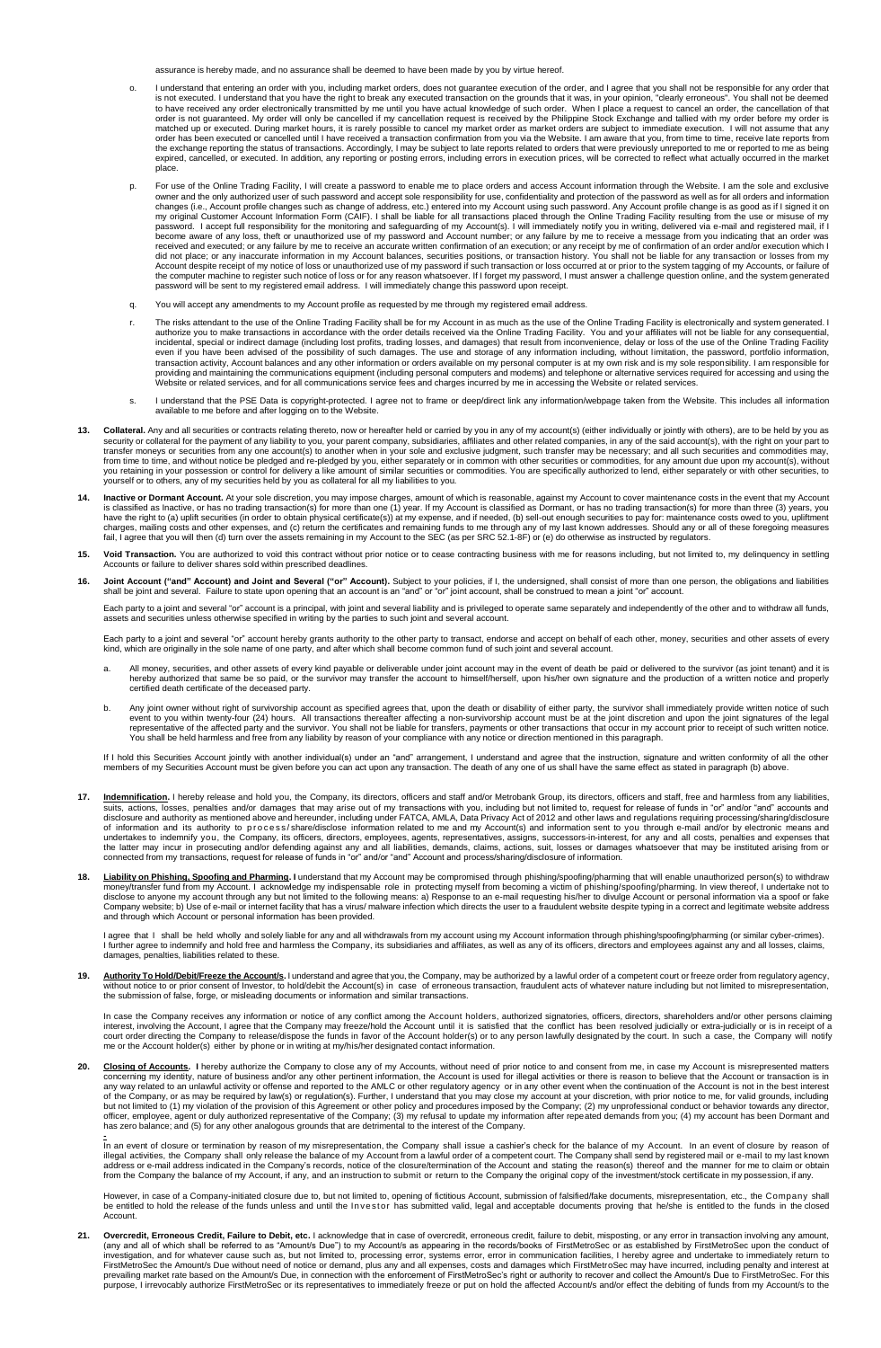assurance is hereby made, and no assurance shall be deemed to have been made by you by virtue hereof.

o. I understand that entering an order with you, including market orders, does not guarantee execution of the order, and I agree that you shall not be responsible for any order that is not executed. I understand that you have the right to break any executed transaction on the grounds that it was, in your opinion, "clearly erroneous". You shall not be deemed to have received any order electronically transmitted by me until you have actual knowledge of such order. When I place a request to cancel an order, the cancellation of that order is not guaranteed. My order will only be cancelled if my cancellation request is received by the Philippine Stock Exchange and tallied with my order before my order is matched up or executed. During market hours, it is rarely possible to cancel my market order as market orders are subject to immediate execution. I will not assume that any order has been executed or cancelled until I have received a transaction confirmation from you via the Website. I am aware that you, from time to time, receive late reports from the exchange reporting the status of transactions. Accordingly, I may be subject to late reports related to orders that were previously unreported to me or reported to me as being expired, cancelled, or executed. In addition, any reporting or posting errors, including errors in execution prices, will be corrected to reflect what actually occurred in the market place.

p. For use of the Online Trading Facility, I will create a password to enable me to place orders and access Account information through the Website. I am the sole and exclusive owner and the only authorized user of such password and accept sole responsibility for use, confidentiality and protection of the password as well as for all orders and information changes (i.e., Account profile changes such as change of address, etc.) entered into my Account using such password. Any Account profile change is as good as if I signed it on my original Customer Account Information Form (CAIF). I shall be liable for all transactions placed through the Online Trading Facility resulting from the use or misuse of my password. I accept full responsibility for the monitoring and safeguarding of my Account(s). I will immediately notify you in writing, delivered via e-mail and registered mail, if I become aware of any loss, theft or unauthorized use of my password and Account number; or any failure by me to receive a message from you indicating that an order was received and executed; or any failure by me to receive an accurate written confirmation of an execution; or any receipt by me of confirmation of an order and/or execution which I did not place; or any inaccurate information in my Account balances, securities positions, or transaction history. You shall not be liable for any transaction or losses from my Account despite receipt of my notice of loss or unauthorized use of my password if such transaction or loss occurred at or prior to the system tagging of my Accounts, or failure of the computer machine to register such notice of loss or for any reason whatsoever. If I forget my password, I must answer a challenge question online, and the system generated password will be sent to my registered email address. I will immediately change this password upon receipt.

q. You will accept any amendments to my Account profile as requested by me through my registered email address.

r. The risks attendant to the use of the Online Trading Facility shall be for my Account in as much as the use of the Online Trading Facility is electronically and system generated. I authorize you to make transactions in accordance with the order details received via the Online Trading Facility. You and your affiliates will not be liable for any consequential, incidental, special or indirect damage (including lost profits, trading losses, and damages) that result from inconvenience, delay or loss of the use of the Online Trading Facility even if you have been advised of the possibility of such damages. The use and storage of any information including, without limitation, the password, portfolio information, transaction activity, Account balances and any other information or orders available on my personal computer is at my own risk and is my sole responsibility. I am responsible for providing and maintaining the communications equipment (including personal computers and modems) and telephone or alternative services required for accessing and using the Website or related services, and for all communications service fees and charges incurred by me in accessing the Website or related services.

s. I understand that the PSE Data is copyright-protected. I agree not to frame or deep/direct link any information/webpage taken from the Website. This includes all information available to me before and after logging on to the Website.

**13. Collateral.** Any and all securities or contracts relating thereto, now or hereafter held or carried by you in any of my account(s) (either individually or jointly with others), are to be held by you as security or collateral for the payment of any liability to you, your parent company, subsidiaries, affiliates and other related companies, in any of the said account(s), with the right on your part to transfer moneys or securities from any one account(s) to another when in your sole and exclusive judgment, such transfer may be necessary; and all such securities and commodities may, from time to time, and without notice be pledged and re-pledged by you, either separately or in common with other securities or commodities, for any amount due upon my account(s), without you retaining in your possession or control for delivery a like amount of similar securities or commodities. You are specifically authorized to lend, either separately or with other securities, to yourself or to others, any of my securities held by you as collateral for all my liabilities to you.

**14. Inactive or Dormant Account.** At your sole discretion, you may impose charges, amount of which is reasonable, against my Account to cover maintenance costs in the event that my Account is classified as Inactive, or has no trading transaction(s) for more than one (1) year. If my Account is classified as Dormant, or has no trading transaction(s) for more than three (3) years, you have the right to (a) uplift securities (in order to obtain physical certificate(s)) at my expense, and if needed, (b) sell-out enough securities to pay for: maintenance costs owed to you, upliftment charges, mailing costs and other expenses, and (c) return the certificates and remaining funds to me through any of my last known addresses. Should any or all of these foregoing measures fail, I agree that you will then (d) turn over the assets remaining in my Account to the SEC (as per SRC 52.1-8F) or (e) do otherwise as instructed by regulators.

**15. Void Transaction.** You are authorized to void this contract without prior notice or to cease contracting business with me for reasons including, but not limited to, my delinquency in settling Accounts or failure to deliver shares sold within prescribed deadlines.

**16. Joint Account ("and" Account) and Joint and Several ("or" Account).** Subject to your policies, if I, the undersigned, shall consist of more than one person, the obligations and liabilities shall be joint and several. Failure to state upon opening that an account is an "and" or "or" joint account, shall be construed to mean a joint "or" account.

Each party to a joint and several "or" account is a principal, with joint and several liability and is privileged to operate same separately and independently of the other and to withdraw all funds, assets and securities unless otherwise specified in writing by the parties to such joint and several account.

Each party to a joint and several "or" account hereby grants authority to the other party to transact, endorse and accept on behalf of each other, money, securities and other assets of every kind, which are originally in the sole name of one party, and after which shall become common fund of such joint and several account.

a. All money, securities, and other assets of every kind payable or deliverable under joint account may in the event of death be paid or delivered to the survivor (as joint tenant) and it is hereby authorized that same be so paid, or the survivor may transfer the account to himself/herself, upon his/her own signature and the production of a written notice and properly certified death certificate of the deceased party.

b. Any joint owner without right of survivorship account as specified agrees that, upon the death or disability of either party, the survivor shall immediately provide written notice of such event to you within twenty-four (24) hours. All transactions thereafter affecting a non-survivorship account must be at the joint discretion and upon the joint signatures of the legal representative of the affected party and the survivor. You shall not be liable for transfers, payments or other transactions that occur in my account prior to receipt of such written notice. You shall be held harmless and free from any liability by reason of your compliance with any notice or direction mentioned in this paragraph.

If I hold this Securities Account jointly with another individual(s) under an "and" arrangement, I understand and agree that the instruction, signature and written conformity of all the other members of my Securities Account must be given before you can act upon any transaction. The death of any one of us shall have the same effect as stated in paragraph (b) above.

**17. Indemnification.** I hereby release and hold you, the Company, its directors, officers and staff and/or Metrobank Group, its directors, officers and staff, free and harmless from any liabilities, suits, actions, losses, penalties and/or damages that may arise out of my transactions with you, including but not limited to, request for release of funds in "or" and/or "and" accounts and disclosure and authority as mentioned above and hereunder, including under FATCA, AMLA, Data Privacy Act of 2012 and other laws and regulations requiring processing/sharing/disclosure of information and its authority to process/share/disclose information related to me and my Account(s) and information sent to you through e-mail and/or by electronic means and undertakes to indemnify you, the Company, its officers, directors, employees, agents, representatives, assigns, successors-in-interest, for any and all costs, penalties and expenses that the latter may incur in prosecuting and/or defending against any and all liabilities, demands, claims, actions, suit, losses or damages whatsoever that may be instituted arising from or connected from my transactions, request for release of funds in "or" and "and" Account and process/sharing/disclosure of information.

**18. Liability on Phishing, Spoofing and Pharming.** I understand that my Account may be compromised through phishing/spoofing/pharming that will enable unauthorized person(s) to withdraw money/transfer fund from my Account. I acknowledge my indispensable role in protecting myself from becoming a victim of phishing/spoofing/pharming. In view thereof, I undertake not to disclose to anyone my account through any but not limited to the following means: a) Response to an e-mail requesting his/her to divulge Account or personal information via a spoof or fake Company website; b) Use of e-mail or internet facility that has a virus/ malware infection which directs the user to a fraudulent website despite typing in a correct and legitimate website address and through which Account or personal information has been provided.

I agree that I shall be held wholly and solely liable for any and all withdrawals from my account using my Account information through phishing/spoofing/pharming (or similar cyber-crimes). I further agree to indemnify and hold free and harmless the Company, its subsidiaries and affiliates, as well as any of its officers, directors and employees against any and all losses, claims, damages, penalties, liabilities related to these.

**19. Authority To Hold/Debit/Freeze the Account/s.** I understand and agree that you, the Company, may be authorized by a lawful order of a competent court or freeze order from regulatory agency, without notice to or prior consent of Investor, to hold/debit the Account(s) in case of erroneous transaction, fraudulent acts of whatever nature including but not limited to misrepresentation, the submission of false, forge, or misleading documents or information and similar transactions.

In case the Company receives any information or notice of any conflict among the Account holders, authorized signatories, officers, directors, shareholders and/or other persons claiming interest, involving the Account, I agree that the Company may freeze/hold the Account until it is satisfied that the conflict has been resolved judicially or extra-judicially or is in receipt of a court order directing the Company to release/dispose the funds in favor of the Account holder(s) or to any person lawfully designated by the court. In such a case, the Company will notify me or the Account holder(s) either by phone or in writing at my/his/her designated contact information.

**20. Closing of Accounts.** I hereby authorize the Company to close any of my Accounts, without need of prior notice to and consent from me, in case my Account is misrepresented matters concerning my identity, nature of business and/or any other pertinent information, the Account is used for illegal activities or there is reason to believe that the Account or transaction is in any way related to an unlawful activity or offense and reported to the AMLC or other regulatory agency or in any other event when the continuation of the Account is not in the best interest of the Company, or as may be required by law(s) or regulation(s). Further, I understand that you may close my account at your discretion, with prior notice to me, for valid grounds, including but not limited to (1) my violation of the provision of this Agreement or other policy and procedures imposed by the Company; (2) my unprofessional conduct or behavior towards any director, officer, employee, agent or duly authorized representative of the Company; (3) my refusal to update my information after repeated demands from you; (4) my account has been Dormant and has zero balance; and (5) for any other analogous grounds that are detrimental to the interest of the Company.

In an event of closure or termination by reason of my misrepresentation, the Company shall issue a cashier's check for the balance of my Account. In an event of closure by reason of illegal activities, the Company shall only release the balance of my Account from a lawful order of a competent court. The Company shall send by registered mail or e-mail to my last known address or e-mail address indicated in the Company's records, notice of the closure/termination of the Account and stating the reason(s) thereof and the manner for me to claim or obtain from the Company the balance of my Account, if any, and an instruction to submit or return to the Company the original copy of the investment/stock certificate in my possession, if any.

However, in case of a Company-initiated closure due to, but not limited to, opening of fictitious Account, submission of falsified/fake documents, misrepresentation, etc., the Company shall be entitled to hold the release of the funds unless and until the Investor has submitted valid, legal and acceptable documents proving that he/she is entitled to the funds in the closed Account.

**21. Overcredit, Erroneous Credit, Failure to Debit, etc.** I acknowledge that in case of overcredit, erroneous credit, failure to debit, misposting, or any error in transaction involving any amount, (any and all of which shall be referred to as "Amount/s Due") to my Account/s as appearing in the records/books of FirstMetroSec or as established by FirstMetroSec upon the conduct of investigation, and for whatever cause such as, but not limited to, processing error, systems error, error in communication facilities, I hereby agree and undertake to immediately return to FirstMetroSec the Amount/s Due without need of notice or demand, plus any and all expenses, costs and damages which FirstMetroSec may have incurred, including penalty and interest at prevailing market rate based on the Amount/s Due, in connection with the enforcement of FirstMetroSec's right or authority to recover and collect the Amount/s Due to FirstMetroSec. For this purpose, I irrevocably authorize FirstMetroSec or its representatives to immediately freeze or put on hold the affected Account/s and/or effect the debiting of funds from my Account/s to the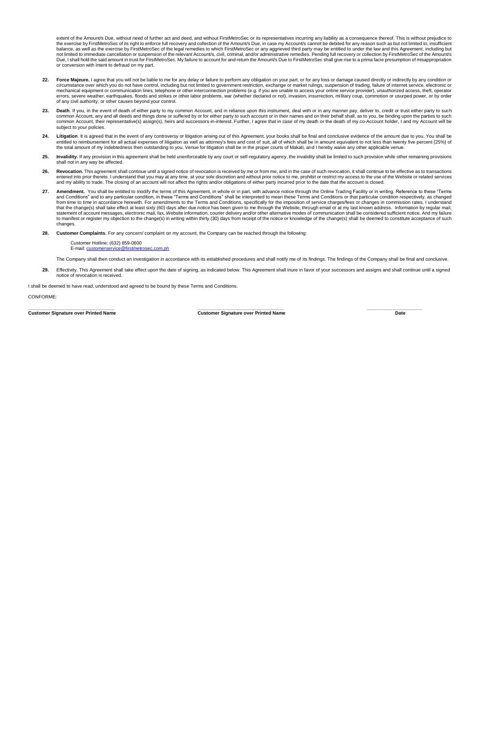extent of the Amount/s Due, without need of further act and deed, and without FirstMetroSec or its representatives incurring any liability as a consequence thereof. This is without prejudice to the exercise by FirstMetroSec of its right to enforce full recovery and collection of the Amount/s Due, in case my Account/s cannot be debited for any reason such as but not limited to, insufficient balance, as well as the exercise by FirstMetroSec of the legal remedies to which FirstMetroSec or any aggrieved third party may be entitled to under the law and this Agreement, including but not limited to immediate cancellation or suspension of the relevant Account/s, civil, criminal, and/or administrative remedies. Pending full recovery or collection by FirstMetroSec of the Amount/s Due, I shall hold the said amount in trust for FirstMetroSec. My failure to account for and return the Amount/s Due to FirstMetroSec shall give rise to a prima facie presumption of misappropriation or conversion with intent to defraud on my part.

22. **Force Majeure.** I agree that you will not be liable to me for any delay or failure to perform any obligation on your part, or for any loss or damage caused directly or indirectly by any condition or circumstance over which you do not have control, including but not limited to government restriction, exchange or market rulings, suspension of trading, failure of internet service, electronic or mechanical equipment or communication lines, telephone or other interconnection problems (e.g. if you are unable to access your online service provider), unauthorized access, theft, operator errors, severe weather, earthquakes, floods and strikes or other labor problems, war (whether declared or not), invasion, insurrection, military coup, commotion or usurped power, or by order of any civil authority, or other causes beyond your control.

23. **Death**. If you, in the event of death of either party to my common Account, and in reliance upon this instrument, deal with or in any manner pay, deliver to, credit or trust either party to such common Account, any and all deeds and things done or suffered by or for either party to such account or in their names and on their behalf shall, as to you, be binding upon the parties to such common Account, their representative(s) assign(s), heirs and successors-in-interest. Further, I agree that in case of my death or the death of my co-Account holder, I and my Account will be subject to your policies.

24. **Litigation**. It is agreed that in the event of any controversy or litigation arising out of this Agreement, your books shall be final and conclusive evidence of the amount due to you. You shall be entitled to reimbursement for all actual expenses of litigation as well as attorney's fees and cost of suit, all of which shall be in amount equivalent to not less than twenty five percent (25%) of the total amount of my indebtedness then outstanding to you. Venue for litigation shall be in the proper courts of Makati, and I hereby waive any other applicable venue.

25. **Invalidity.** If any provision in this agreement shall be held unenforceable by any court or self-regulatory agency, the invalidity shall be limited to such provision while other remaining provisions shall not in any way be affected.

26. **Revocation.** This agreement shall continue until a signed notice of revocation is received by me or from me, and in the case of such revocation, it shall continue to be effective as to transactions entered into prior thereto. I understand that you may at any time, at your sole discretion and without prior notice to me, prohibit or restrict my access to the use of the Website or related services and my ability to trade. The closing of an account will not affect the rights and/or obligations of either party incurred prior to the date that the account is closed.

27. **Amendment.** You shall be entitled to modify the terms of this Agreement, in whole or in part, with advance notice through the Online Trading Facility or in writing. Reference to these "Terms and Conditions" and to any particular condition, in these "Terms and Conditions" shall be interpreted to mean these Terms and Conditions or that particular condition respectively, as changed from time to time in accordance herewith. For amendments to the Terms and Conditions, specifically for the imposition of service charges/fees or changes in commission rates, I understand that the change(s) shall take effect at least sixty (60) days after due notice has been given to me through the Website, through email or at my last known address. Information by regular mail, statement of account messages, electronic mail, fax, Website information, courier delivery and/or other alternative modes of communication shall be considered sufficient notice. And my failure to manifest or register my objection to the change(s) in writing within thirty (30) days from receipt of the notice or knowledge of the change(s) shall be deemed to constitute acceptance of such changes.

28. **Customer Complaints**. For any concern/ complaint on my account, the Company can be reached through the following:

    Customer Hotline: (632) 859-0600
    E-mail: customerservice@firstmetrosec.com.ph

    The Company shall then conduct an investigation in accordance with its established procedures and shall notify me of its findings. The findings of the Company shall be final and conclusive.

29. Effectivity. This Agreement shall take effect upon the date of signing, as indicated below. This Agreement shall inure in favor of your successors and assigns and shall continue until a signed notice of revocation is received.

I shall be deemed to have read, understood and agreed to be bound by these Terms and Conditions.

CONFORME:

| **Customer Signature over Printed Name** | **Customer Signature over Printed Name** | **Date** |
|---|---|---|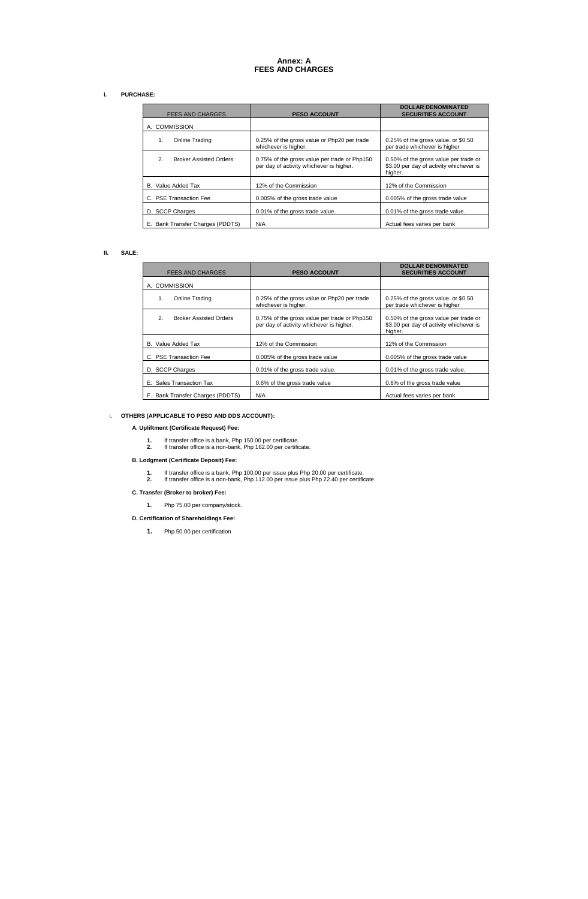# Annex: A
# FEES AND CHARGES

**I. PURCHASE:**

| FEES AND CHARGES | PESO ACCOUNT | DOLLAR DENOMINATED SECURITIES ACCOUNT |
|---|---|---|
| A. COMMISSION | | |
| 1. Online Trading | 0.25% of the gross value or Php20 per trade whichever is higher. | 0.25% of the gross value. or $0.50 per trade whichever is higher |
| 2. Broker Assisted Orders | 0.75% of the gross value per trade or Php150 per day of activity whichever is higher. | 0.50% of the gross value per trade or $3.00 per day of activity whichever is higher. |
| B. Value Added Tax | 12% of the Commission | 12% of the Commission |
| C. PSE Transaction Fee | 0.005% of the gross trade value | 0.005% of the gross trade value |
| D. SCCP Charges | 0.01% of the gross trade value. | 0.01% of the gross trade value. |
| E. Bank Transfer Charges (PDDTS) | N/A | Actual fees varies per bank |

**II. SALE:**

| FEES AND CHARGES | PESO ACCOUNT | DOLLAR DENOMINATED SECURITIES ACCOUNT |
|---|---|---|
| A. COMMISSION | | |
| 1. Online Trading | 0.25% of the gross value or Php20 per trade whichever is higher. | 0.25% of the gross value. or $0.50 per trade whichever is higher |
| 2. Broker Assisted Orders | 0.75% of the gross value per trade or Php150 per day of activity whichever is higher. | 0.50% of the gross value per trade or $3.00 per day of activity whichever is higher. |
| B. Value Added Tax | 12% of the Commission | 12% of the Commission |
| C. PSE Transaction Fee | 0.005% of the gross trade value | 0.005% of the gross trade value |
| D. SCCP Charges | 0.01% of the gross trade value. | 0.01% of the gross trade value. |
| E. Sales Transaction Tax | 0.6% of the gross trade value | 0.6% of the gross trade value |
| F. Bank Transfer Charges (PDDTS) | N/A | Actual fees varies per bank |

i. **OTHERS (APPLICABLE TO PESO AND DDS ACCOUNT):**

**A. Upliftment (Certificate Request) Fee:**

1. If transfer office is a bank, Php 150.00 per certificate.
2. If transfer office is a non-bank, Php 162.00 per certificate.

**B. Lodgment (Certificate Deposit) Fee:**

1. If transfer office is a bank, Php 100.00 per issue plus Php 20.00 per certificate.
2. If transfer office is a non-bank, Php 112.00 per issue plus Php 22.40 per certificate.

**C. Transfer (Broker to broker) Fee:**

1. Php 75.00 per company/stock.

**D. Certification of Shareholdings Fee:**

1. Php 50.00 per certification